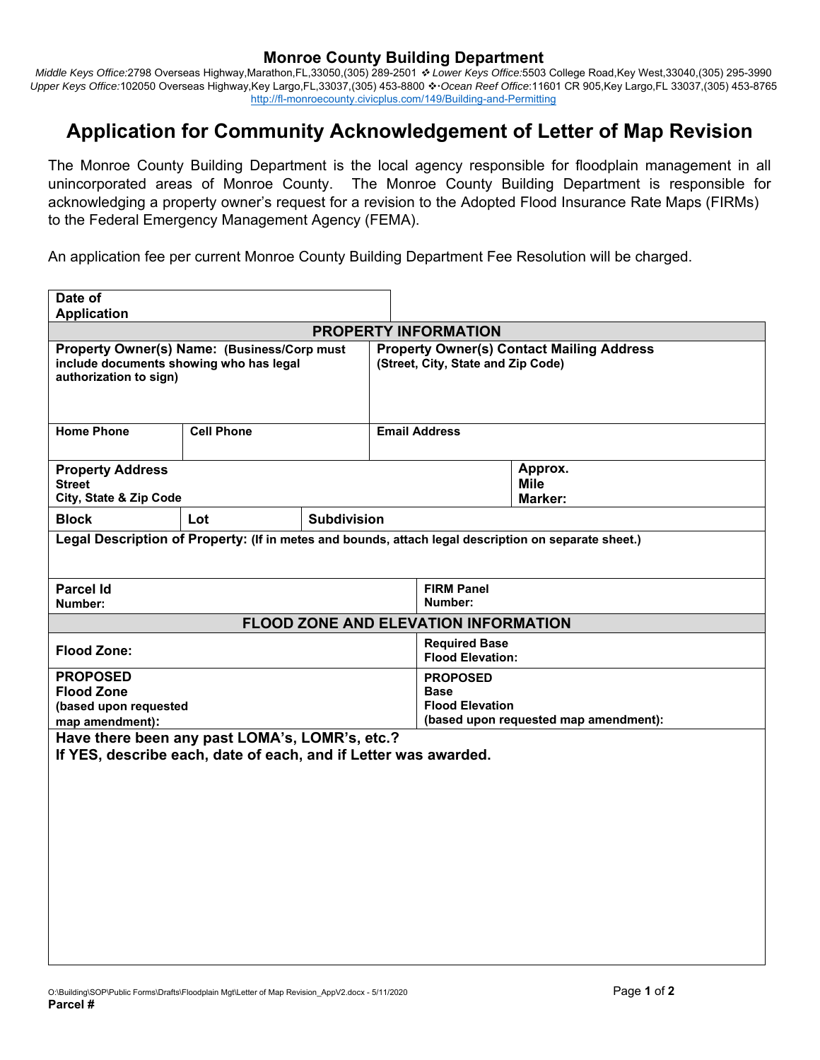## Monroe County Building Department

*Middle Keys Office:*2798 Overseas Highway,Marathon,FL,33050,(305) 289-2501 ❖ *Lower Keys Office:*5503 College Road,Key West,33040,(305) 295-3990
*Upper Keys Office:*102050 Overseas Highway,Key Largo,FL,33037,(305) 453-8800 ❖ *Ocean Reef Office*:11601 CR 905,Key Largo,FL 33037,(305) 453-8765
http://fl-monroecounty.civicplus.com/149/Building-and-Permitting

# Application for Community Acknowledgement of Letter of Map Revision

The Monroe County Building Department is the local agency responsible for floodplain management in all unincorporated areas of Monroe County. The Monroe County Building Department is responsible for acknowledging a property owner's request for a revision to the Adopted Flood Insurance Rate Maps (FIRMs) to the Federal Emergency Management Agency (FEMA).

An application fee per current Monroe County Building Department Fee Resolution will be charged.

| **Date of Application** | |
|---|---|

| **PROPERTY INFORMATION** | | | |
|---|---|---|---|
| **Property Owner(s) Name: (Business/Corp must include documents showing who has legal authorization to sign)** | | **Property Owner(s) Contact Mailing Address (Street, City, State and Zip Code)** | |
| **Home Phone** | **Cell Phone** | **Email Address** | |
| **Property Address**<br>**Street**<br>**City, State & Zip Code** | | | **Approx. Mile Marker:** |
| **Block** | **Lot** | **Subdivision** | |
| **Legal Description of Property: (If in metes and bounds, attach legal description on separate sheet.)** | | | |
| **Parcel Id Number:** | | **FIRM Panel Number:** | |
| **FLOOD ZONE AND ELEVATION INFORMATION** | | | |
| **Flood Zone:** | | **Required Base Flood Elevation:** | |
| **PROPOSED Flood Zone (based upon requested map amendment):** | | **PROPOSED Base Flood Elevation (based upon requested map amendment):** | |

**Have there been any past LOMA's, LOMR's, etc.?**
**If YES, describe each, date of each, and if Letter was awarded.**

O:\Building\SOP\Public Forms\Drafts\Floodplain Mgt\Letter of Map Revision_AppV2.docx - 5/11/2020

**Parcel #**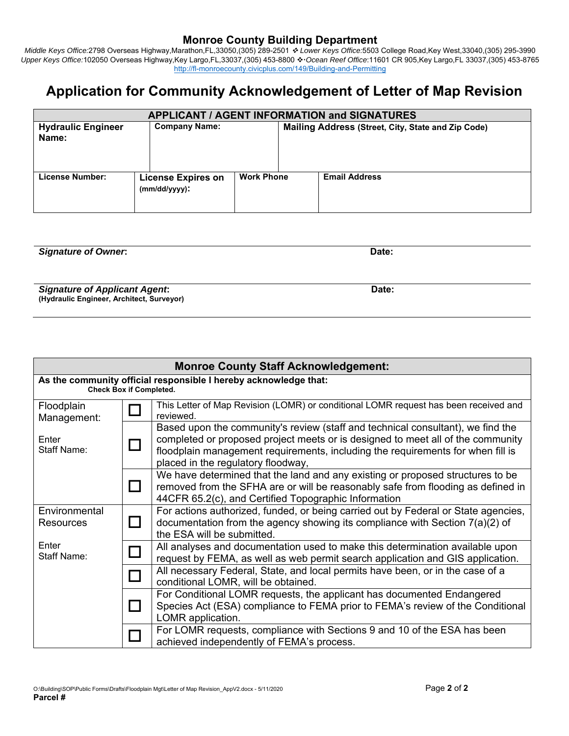## Monroe County Building Department

*Middle Keys Office:*2798 Overseas Highway,Marathon,FL,33050,(305) 289-2501 ❖ *Lower Keys Office:*5503 College Road,Key West,33040,(305) 295-3990
*Upper Keys Office:*102050 Overseas Highway,Key Largo,FL,33037,(305) 453-8800 ❖ *Ocean Reef Office:*11601 CR 905,Key Largo,FL 33037,(305) 453-8765
http://fl-monroecounty.civicplus.com/149/Building-and-Permitting

# Application for Community Acknowledgement of Letter of Map Revision

| APPLICANT / AGENT INFORMATION and SIGNATURES | | | |
|---|---|---|---|
| **Hydraulic Engineer Name:** | **Company Name:** | **Mailing Address (Street, City, State and Zip Code)** | |
| **License Number:** | **License Expires on (mm/dd/yyyy):** | **Work Phone** | **Email Address** |

***Signature of Owner*:** **Date:**

***Signature of Applicant Agent*:** **Date:**
**(Hydraulic Engineer, Architect, Surveyor)**

| Monroe County Staff Acknowledgement: | | |
|---|---|---|
| **As the community official responsible I hereby acknowledge that:** **Check Box if Completed.** | | |
| Floodplain Management:<br><br>Enter Staff Name: | ☐ | This Letter of Map Revision (LOMR) or conditional LOMR request has been received and reviewed. |
| | ☐ | Based upon the community's review (staff and technical consultant), we find the completed or proposed project meets or is designed to meet all of the community floodplain management requirements, including the requirements for when fill is placed in the regulatory floodway, |
| | ☐ | We have determined that the land and any existing or proposed structures to be removed from the SFHA are or will be reasonably safe from flooding as defined in 44CFR 65.2(c), and Certified Topographic Information |
| Environmental Resources<br><br>Enter Staff Name: | ☐ | For actions authorized, funded, or being carried out by Federal or State agencies, documentation from the agency showing its compliance with Section 7(a)(2) of the ESA will be submitted. |
| | ☐ | All analyses and documentation used to make this determination available upon request by FEMA, as well as web permit search application and GIS application. |
| | ☐ | All necessary Federal, State, and local permits have been, or in the case of a conditional LOMR, will be obtained. |
| | ☐ | For Conditional LOMR requests, the applicant has documented Endangered Species Act (ESA) compliance to FEMA prior to FEMA's review of the Conditional LOMR application. |
| | ☐ | For LOMR requests, compliance with Sections 9 and 10 of the ESA has been achieved independently of FEMA's process. |

O:\Building\SOP\Public Forms\Drafts\Floodplain Mgt\Letter of Map Revision_AppV2.docx - 5/11/2020
**Parcel #**